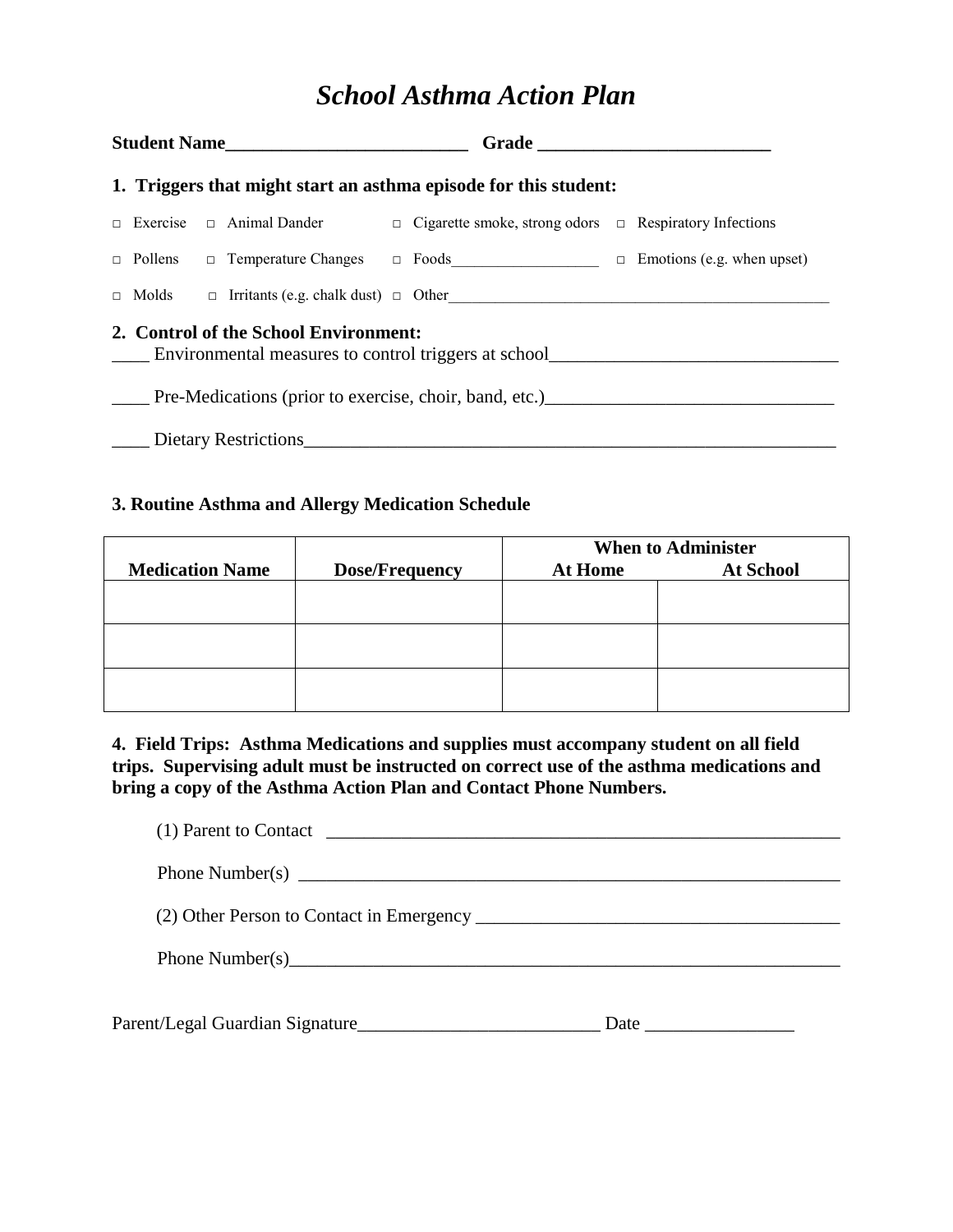# *School Asthma Action Plan*

**Student Name__________________________ Grade _________________________**

### 1. Triggers that might start an asthma episode for this student:

□ Exercise □ Animal Dander □ Cigarette smoke, strong odors □ Respiratory Infections

□ Pollens □ Temperature Changes □ Foods__________________ □ Emotions (e.g. when upset)

□ Molds □ Irritants (e.g. chalk dust) □ Other__________________________________________________

### 2. Control of the School Environment:

____ Environmental measures to control triggers at school_______________________________

____ Pre-Medications (prior to exercise, choir, band, etc.)______________________________

____ Dietary Restrictions_________________________________________________________

### 3. Routine Asthma and Allergy Medication Schedule

| Medication Name | Dose/Frequency | When to Administer | |
|---|---|---|---|
| | | At Home | At School |
| | | | |
| | | | |
| | | | |

**4. Field Trips: Asthma Medications and supplies must accompany student on all field trips. Supervising adult must be instructed on correct use of the asthma medications and bring a copy of the Asthma Action Plan and Contact Phone Numbers.**

(1) Parent to Contact _________________________________________________________

Phone Number(s) ____________________________________________________________

(2) Other Person to Contact in Emergency ______________________________________

Phone Number(s)____________________________________________________________

Parent/Legal Guardian Signature__________________________ Date ________________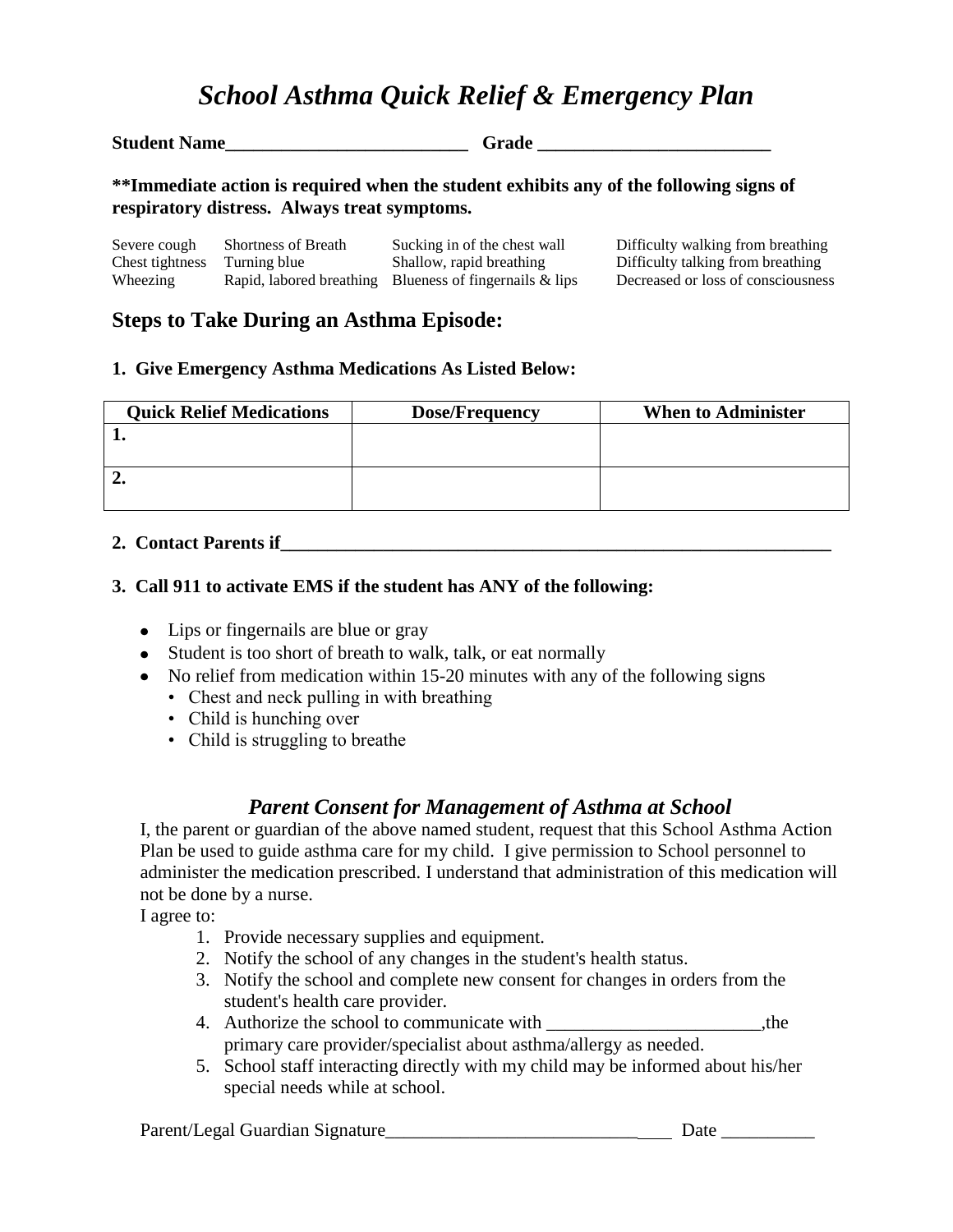# *School Asthma Quick Relief & Emergency Plan*

**Student Name\_\_\_\_\_\_\_\_\_\_\_\_\_\_\_\_\_\_\_\_\_\_\_\_\_\_ Grade \_\_\_\_\_\_\_\_\_\_\_\_\_\_\_\_\_\_\_\_\_\_\_\_\_**

**\*\*Immediate action is required when the student exhibits any of the following signs of respiratory distress. Always treat symptoms.**

| | | | |
|---|---|---|---|
| Severe cough | Shortness of Breath | Sucking in of the chest wall | Difficulty walking from breathing |
| Chest tightness | Turning blue | Shallow, rapid breathing | Difficulty talking from breathing |
| Wheezing | Rapid, labored breathing | Blueness of fingernails & lips | Decreased or loss of consciousness |

## Steps to Take During an Asthma Episode:

**1. Give Emergency Asthma Medications As Listed Below:**

| Quick Relief Medications | Dose/Frequency | When to Administer |
|---|---|---|
| **1.** | | |
| **2.** | | |

**2. Contact Parents if\_\_\_\_\_\_\_\_\_\_\_\_\_\_\_\_\_\_\_\_\_\_\_\_\_\_\_\_\_\_\_\_\_\_\_\_\_\_\_\_\_\_\_\_\_\_\_\_\_\_\_\_\_\_\_\_\_\_\_\_\_\_**

**3. Call 911 to activate EMS if the student has ANY of the following:**

- Lips or fingernails are blue or gray
- Student is too short of breath to walk, talk, or eat normally
- No relief from medication within 15-20 minutes with any of the following signs
  - Chest and neck pulling in with breathing
  - Child is hunching over
  - Child is struggling to breathe

### *Parent Consent for Management of Asthma at School*

I, the parent or guardian of the above named student, request that this School Asthma Action Plan be used to guide asthma care for my child. I give permission to School personnel to administer the medication prescribed. I understand that administration of this medication will not be done by a nurse.

I agree to:

1. Provide necessary supplies and equipment.
2. Notify the school of any changes in the student's health status.
3. Notify the school and complete new consent for changes in orders from the student's health care provider.
4. Authorize the school to communicate with \_\_\_\_\_\_\_\_\_\_\_\_\_\_\_\_\_\_\_\_\_\_\_,the primary care provider/specialist about asthma/allergy as needed.
5. School staff interacting directly with my child may be informed about his/her special needs while at school.

Parent/Legal Guardian Signature\_\_\_\_\_\_\_\_\_\_\_\_\_\_\_\_\_\_\_\_\_\_\_\_\_\_\_\_\_\_\_\_ Date \_\_\_\_\_\_\_\_\_\_